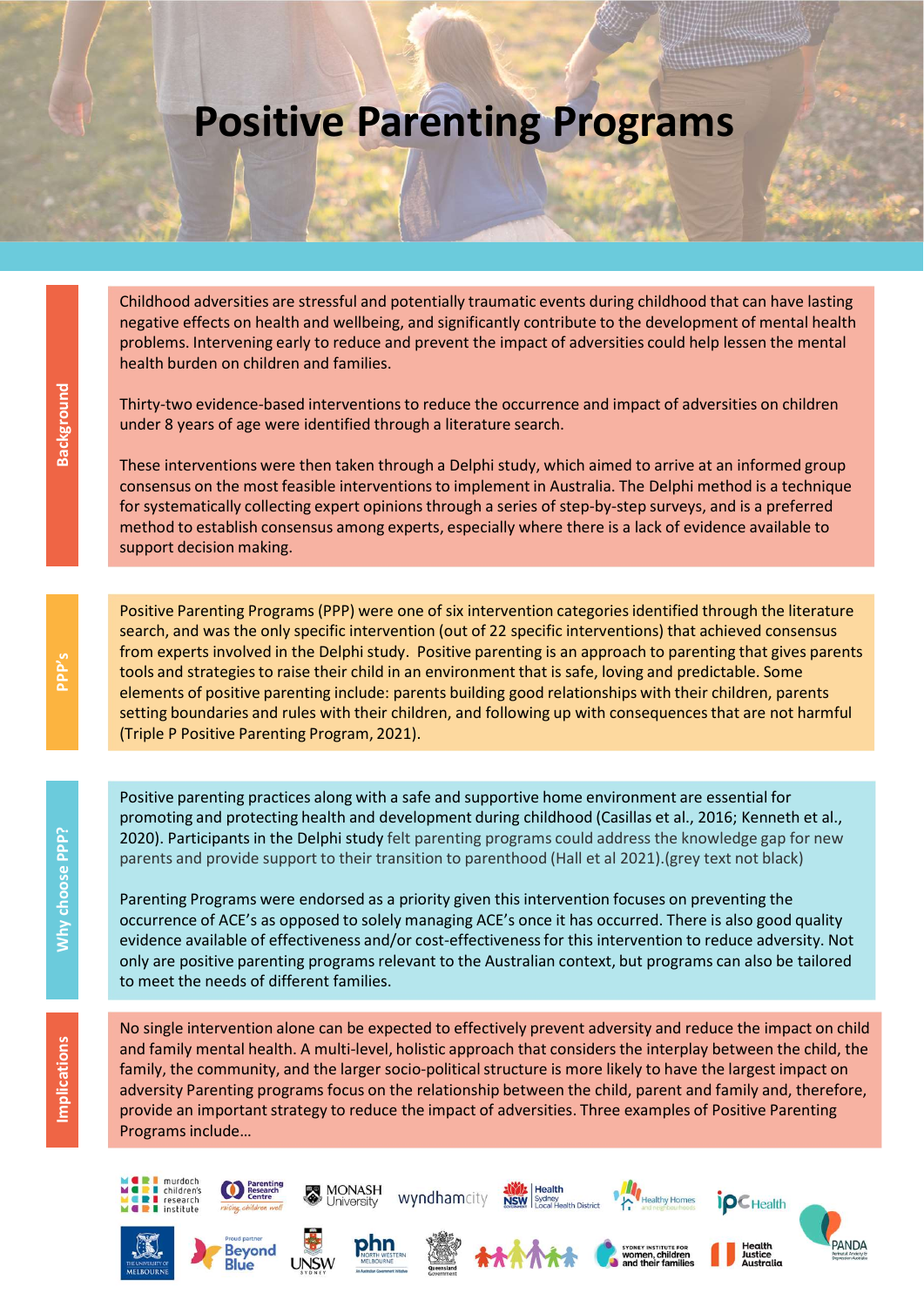# Positive Parenting Programs

## Background

Childhood adversities are stressful and potentially traumatic events during childhood that can have lasting negative effects on health and wellbeing, and significantly contribute to the development of mental health problems. Intervening early to reduce and prevent the impact of adversities could help lessen the mental health burden on children and families.

Thirty-two evidence-based interventions to reduce the occurrence and impact of adversities on children under 8 years of age were identified through a literature search.

These interventions were then taken through a Delphi study, which aimed to arrive at an informed group consensus on the most feasible interventions to implement in Australia. The Delphi method is a technique for systematically collecting expert opinions through a series of step-by-step surveys, and is a preferred method to establish consensus among experts, especially where there is a lack of evidence available to support decision making.

## PPP's

Positive Parenting Programs (PPP) were one of six intervention categories identified through the literature search, and was the only specific intervention (out of 22 specific interventions) that achieved consensus from experts involved in the Delphi study. Positive parenting is an approach to parenting that gives parents tools and strategies to raise their child in an environment that is safe, loving and predictable. Some elements of positive parenting include: parents building good relationships with their children, parents setting boundaries and rules with their children, and following up with consequences that are not harmful (Triple P Positive Parenting Program, 2021).

## Why choose PPP?

Positive parenting practices along with a safe and supportive home environment are essential for promoting and protecting health and development during childhood (Casillas et al., 2016; Kenneth et al., 2020). Participants in the Delphi study felt parenting programs could address the knowledge gap for new parents and provide support to their transition to parenthood (Hall et al 2021).(grey text not black)

Parenting Programs were endorsed as a priority given this intervention focuses on preventing the occurrence of ACE's as opposed to solely managing ACE's once it has occurred. There is also good quality evidence available of effectiveness and/or cost-effectiveness for this intervention to reduce adversity. Not only are positive parenting programs relevant to the Australian context, but programs can also be tailored to meet the needs of different families.

## Implications

No single intervention alone can be expected to effectively prevent adversity and reduce the impact on child and family mental health. A multi-level, holistic approach that considers the interplay between the child, the family, the community, and the larger socio-political structure is more likely to have the largest impact on adversity Parenting programs focus on the relationship between the child, parent and family and, therefore, provide an important strategy to reduce the impact of adversities. Three examples of Positive Parenting Programs include…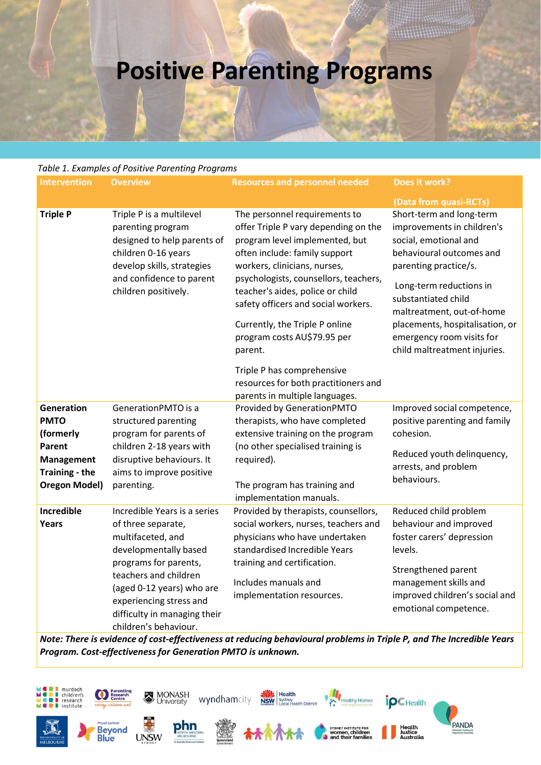# Positive Parenting Programs

*Table 1. Examples of Positive Parenting Programs*

| Intervention | Overview | Resources and personnel needed | Does it work? (Data from quasi-RCTs) |
|---|---|---|---|
| **Triple P** | Triple P is a multilevel parenting program designed to help parents of children 0-16 years develop skills, strategies and confidence to parent children positively. | The personnel requirements to offer Triple P vary depending on the program level implemented, but often include: family support workers, clinicians, nurses, psychologists, counsellors, teachers, teacher's aides, police or child safety officers and social workers. <br><br> Currently, the Triple P online program costs AU$79.95 per parent. <br><br> Triple P has comprehensive resources for both practitioners and parents in multiple languages. | Short-term and long-term improvements in children's social, emotional and behavioural outcomes and parenting practice/s. <br><br> Long-term reductions in substantiated child maltreatment, out-of-home placements, hospitalisation, or emergency room visits for child maltreatment injuries. |
| **Generation PMTO (formerly Parent Management Training - the Oregon Model)** | GenerationPMTO is a structured parenting program for parents of children 2-18 years with disruptive behaviours. It aims to improve positive parenting. | Provided by GenerationPMTO therapists, who have completed extensive training on the program (no other specialised training is required). <br><br> The program has training and implementation manuals. | Improved social competence, positive parenting and family cohesion. <br><br> Reduced youth delinquency, arrests, and problem behaviours. |
| **Incredible Years** | Incredible Years is a series of three separate, multifaceted, and developmentally based programs for parents, teachers and children (aged 0-12 years) who are experiencing stress and difficulty in managing their children's behaviour. | Provided by therapists, counsellors, social workers, nurses, teachers and physicians who have undertaken standardised Incredible Years training and certification. <br><br> Includes manuals and implementation resources. | Reduced child problem behaviour and improved foster carers' depression levels. <br><br> Strengthened parent management skills and improved children's social and emotional competence. |

***Note: There is evidence of cost-effectiveness at reducing behavioural problems in Triple P, and The Incredible Years Program. Cost-effectiveness for Generation PMTO is unknown.***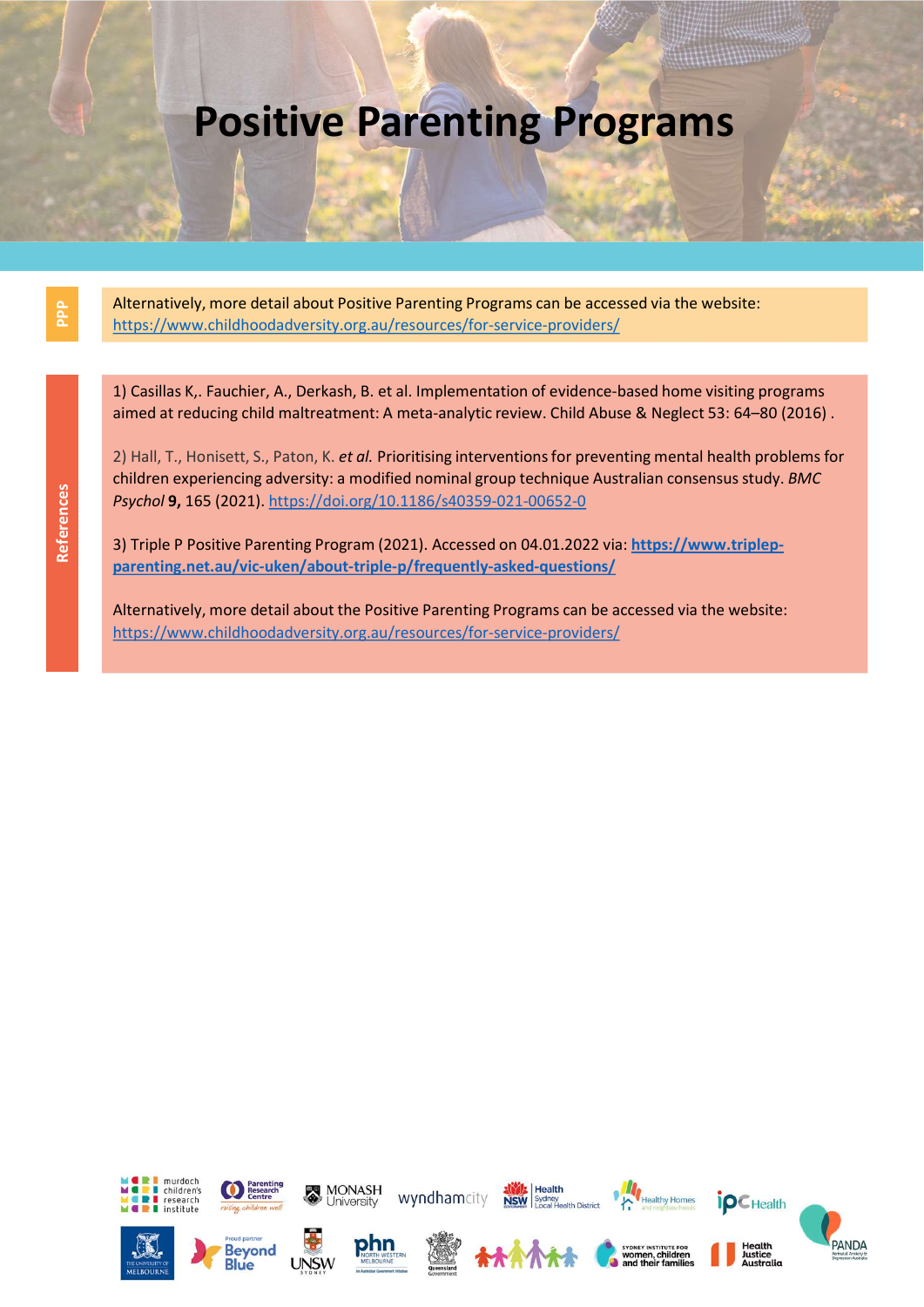# Positive Parenting Programs

PPP

Alternatively, more detail about Positive Parenting Programs can be accessed via the website: https://www.childhoodadversity.org.au/resources/for-service-providers/

References

1) Casillas K,. Fauchier, A., Derkash, B. et al. Implementation of evidence-based home visiting programs aimed at reducing child maltreatment: A meta-analytic review. Child Abuse & Neglect 53: 64–80 (2016) .

2) Hall, T., Honisett, S., Paton, K. *et al.* Prioritising interventions for preventing mental health problems for children experiencing adversity: a modified nominal group technique Australian consensus study. *BMC Psychol* **9,** 165 (2021). https://doi.org/10.1186/s40359-021-00652-0

3) Triple P Positive Parenting Program (2021). Accessed on 04.01.2022 via: **https://www.triplep-parenting.net.au/vic-uken/about-triple-p/frequently-asked-questions/**

Alternatively, more detail about the Positive Parenting Programs can be accessed via the website: https://www.childhoodadversity.org.au/resources/for-service-providers/